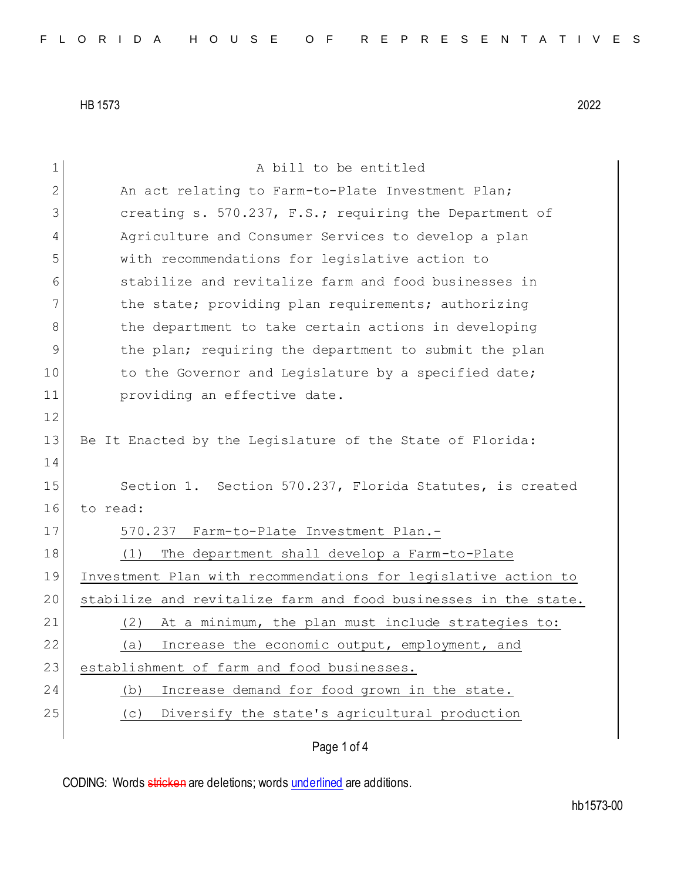HB 1573 2022

A bill to be entitled

An act relating to Farm-to-Plate Investment Plan; creating s. 570.237, F.S.; requiring the Department of Agriculture and Consumer Services to develop a plan with recommendations for legislative action to stabilize and revitalize farm and food businesses in the state; providing plan requirements; authorizing the department to take certain actions in developing the plan; requiring the department to submit the plan to the Governor and Legislature by a specified date; providing an effective date.

Be It Enacted by the Legislature of the State of Florida:

Section 1. Section 570.237, Florida Statutes, is created to read:

570.237 Farm-to-Plate Investment Plan.—

(1) The department shall develop a Farm-to-Plate Investment Plan with recommendations for legislative action to stabilize and revitalize farm and food businesses in the state.

(2) At a minimum, the plan must include strategies to:

(a) Increase the economic output, employment, and establishment of farm and food businesses.

(b) Increase demand for food grown in the state.

(c) Diversify the state's agricultural production

CODING: Words ~~stricken~~ are deletions; words underlined are additions.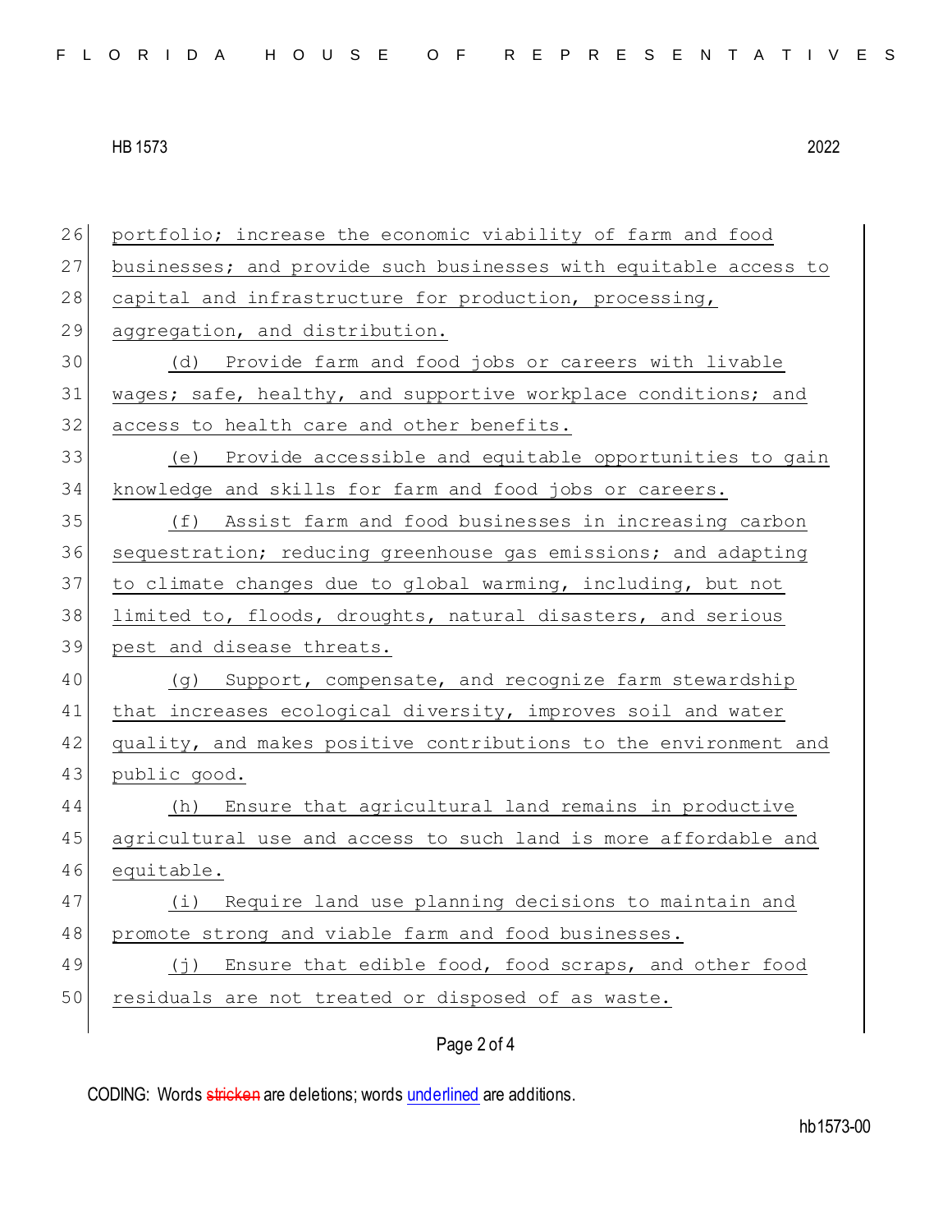portfolio; increase the economic viability of farm and food businesses; and provide such businesses with equitable access to capital and infrastructure for production, processing, aggregation, and distribution.

(d) Provide farm and food jobs or careers with livable wages; safe, healthy, and supportive workplace conditions; and access to health care and other benefits.

(e) Provide accessible and equitable opportunities to gain knowledge and skills for farm and food jobs or careers.

(f) Assist farm and food businesses in increasing carbon sequestration; reducing greenhouse gas emissions; and adapting to climate changes due to global warming, including, but not limited to, floods, droughts, natural disasters, and serious pest and disease threats.

(g) Support, compensate, and recognize farm stewardship that increases ecological diversity, improves soil and water quality, and makes positive contributions to the environment and public good.

(h) Ensure that agricultural land remains in productive agricultural use and access to such land is more affordable and equitable.

(i) Require land use planning decisions to maintain and promote strong and viable farm and food businesses.

(j) Ensure that edible food, food scraps, and other food residuals are not treated or disposed of as waste.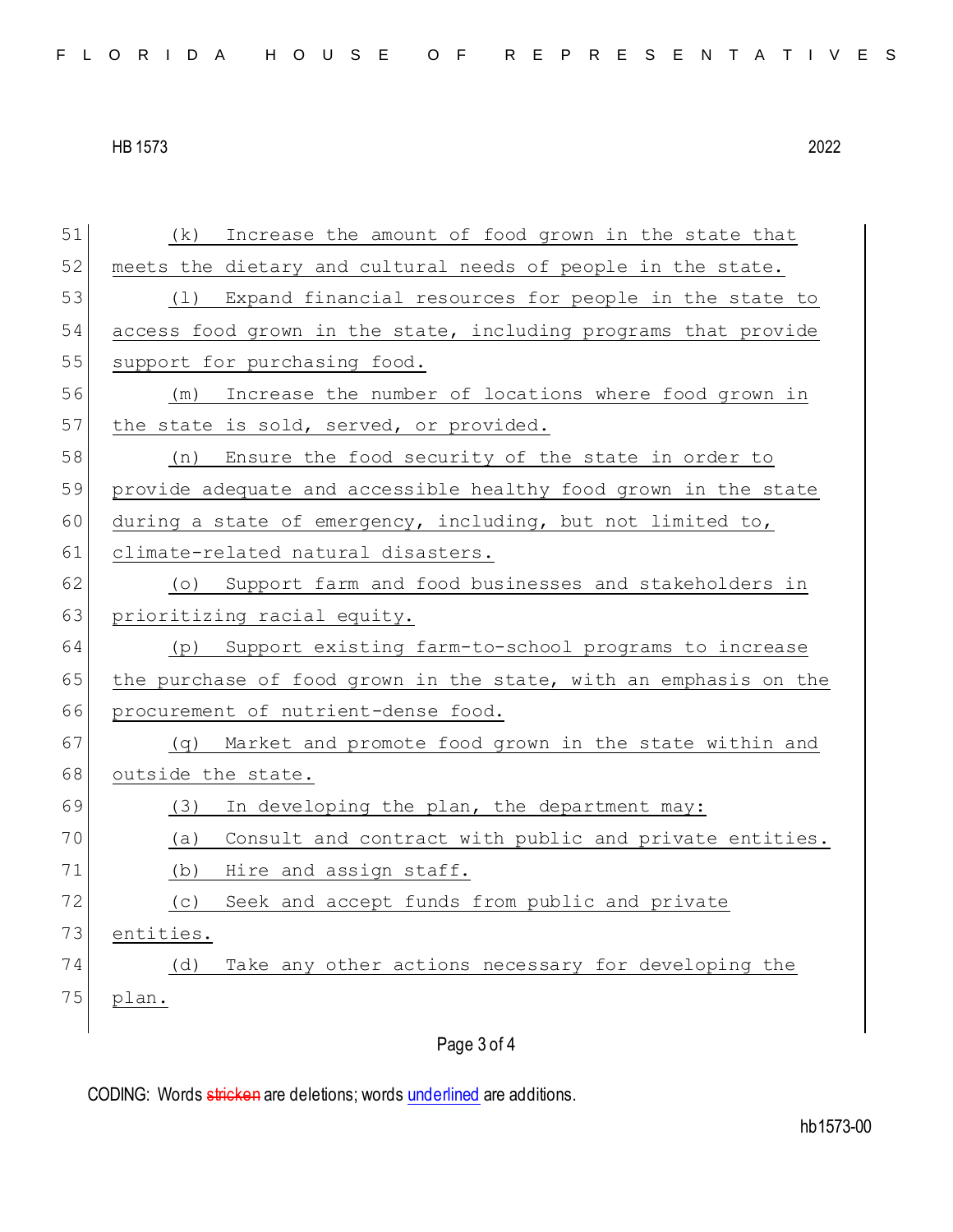(k) Increase the amount of food grown in the state that meets the dietary and cultural needs of people in the state.

(l) Expand financial resources for people in the state to access food grown in the state, including programs that provide support for purchasing food.

(m) Increase the number of locations where food grown in the state is sold, served, or provided.

(n) Ensure the food security of the state in order to provide adequate and accessible healthy food grown in the state during a state of emergency, including, but not limited to, climate-related natural disasters.

(o) Support farm and food businesses and stakeholders in prioritizing racial equity.

(p) Support existing farm-to-school programs to increase the purchase of food grown in the state, with an emphasis on the procurement of nutrient-dense food.

(q) Market and promote food grown in the state within and outside the state.

(3) In developing the plan, the department may:

(a) Consult and contract with public and private entities.

(b) Hire and assign staff.

(c) Seek and accept funds from public and private entities.

(d) Take any other actions necessary for developing the plan.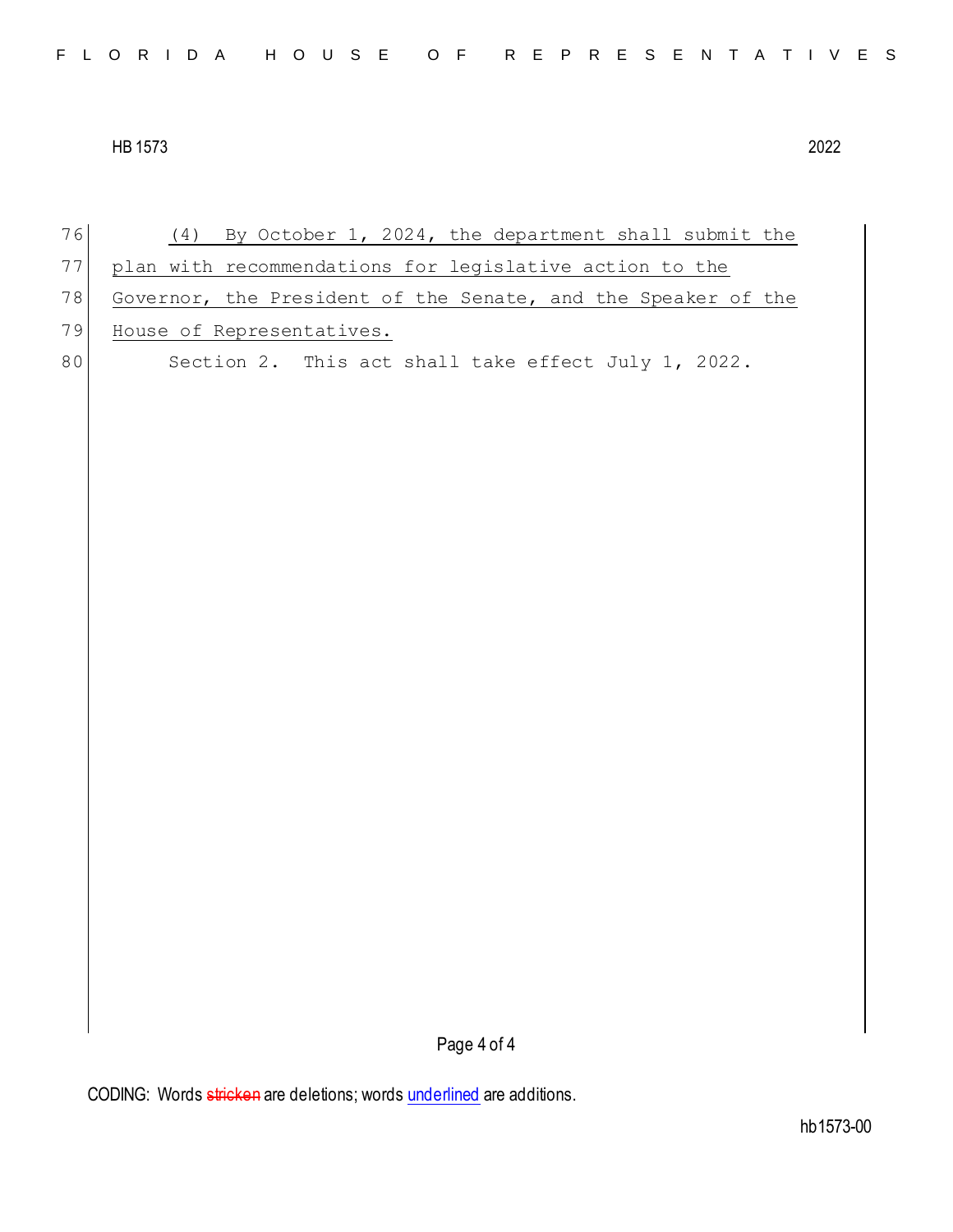(4) By October 1, 2024, the department shall submit the plan with recommendations for legislative action to the Governor, the President of the Senate, and the Speaker of the House of Representatives.

Section 2. This act shall take effect July 1, 2022.

CODING: Words ~~stricken~~ are deletions; words underlined are additions.